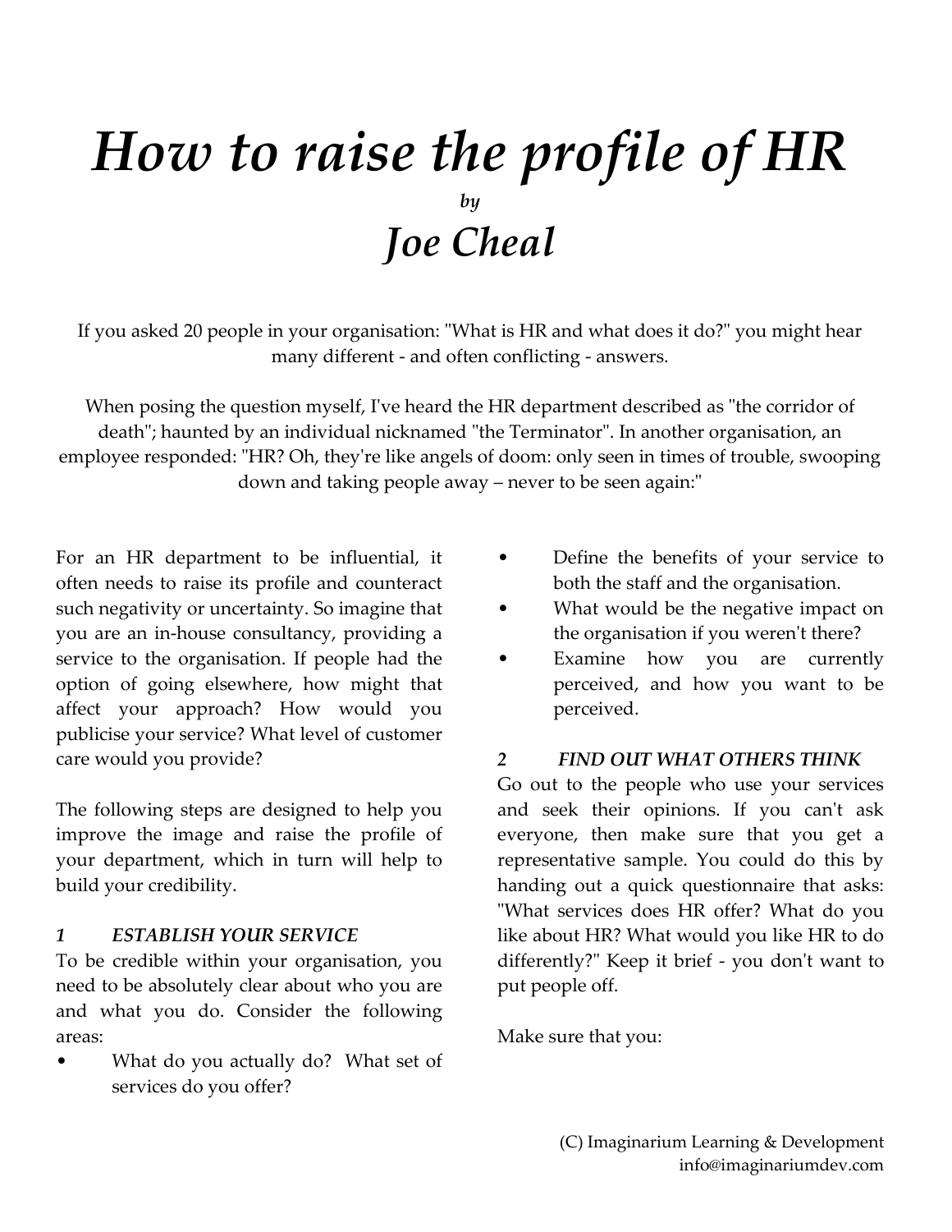# *How to raise the profile of HR*

*by*

## *Joe Cheal*

If you asked 20 people in your organisation: "What is HR and what does it do?" you might hear many different - and often conflicting - answers.

When posing the question myself, I've heard the HR department described as "the corridor of death"; haunted by an individual nicknamed "the Terminator". In another organisation, an employee responded: "HR? Oh, they're like angels of doom: only seen in times of trouble, swooping down and taking people away – never to be seen again:"

For an HR department to be influential, it often needs to raise its profile and counteract such negativity or uncertainty. So imagine that you are an in-house consultancy, providing a service to the organisation. If people had the option of going elsewhere, how might that affect your approach? How would you publicise your service? What level of customer care would you provide?

The following steps are designed to help you improve the image and raise the profile of your department, which in turn will help to build your credibility.

### *1 ESTABLISH YOUR SERVICE*

To be credible within your organisation, you need to be absolutely clear about who you are and what you do. Consider the following areas:

- What do you actually do? What set of services do you offer?
- Define the benefits of your service to both the staff and the organisation.
- What would be the negative impact on the organisation if you weren't there?
- Examine how you are currently perceived, and how you want to be perceived.

### *2 FIND OUT WHAT OTHERS THINK*

Go out to the people who use your services and seek their opinions. If you can't ask everyone, then make sure that you get a representative sample. You could do this by handing out a quick questionnaire that asks: "What services does HR offer? What do you like about HR? What would you like HR to do differently?" Keep it brief - you don't want to put people off.

Make sure that you: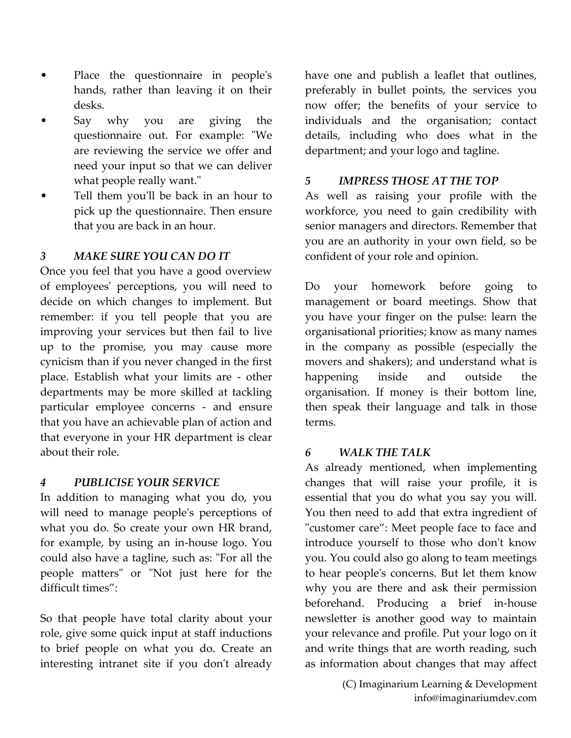- Place the questionnaire in people's hands, rather than leaving it on their desks.
- Say why you are giving the questionnaire out. For example: "We are reviewing the service we offer and need your input so that we can deliver what people really want."
- Tell them you'll be back in an hour to pick up the questionnaire. Then ensure that you are back in an hour.

### *3 MAKE SURE YOU CAN DO IT*

Once you feel that you have a good overview of employees' perceptions, you will need to decide on which changes to implement. But remember: if you tell people that you are improving your services but then fail to live up to the promise, you may cause more cynicism than if you never changed in the first place. Establish what your limits are - other departments may be more skilled at tackling particular employee concerns - and ensure that you have an achievable plan of action and that everyone in your HR department is clear about their role.

### *4 PUBLICISE YOUR SERVICE*

In addition to managing what you do, you will need to manage people's perceptions of what you do. So create your own HR brand, for example, by using an in-house logo. You could also have a tagline, such as: "For all the people matters" or "Not just here for the difficult times”:

So that people have total clarity about your role, give some quick input at staff inductions to brief people on what you do. Create an interesting intranet site if you don't already have one and publish a leaflet that outlines, preferably in bullet points, the services you now offer; the benefits of your service to individuals and the organisation; contact details, including who does what in the department; and your logo and tagline.

### *5 IMPRESS THOSE AT THE TOP*

As well as raising your profile with the workforce, you need to gain credibility with senior managers and directors. Remember that you are an authority in your own field, so be confident of your role and opinion.

Do your homework before going to management or board meetings. Show that you have your finger on the pulse: learn the organisational priorities; know as many names in the company as possible (especially the movers and shakers); and understand what is happening inside and outside the organisation. If money is their bottom line, then speak their language and talk in those terms.

### *6 WALK THE TALK*

As already mentioned, when implementing changes that will raise your profile, it is essential that you do what you say you will. You then need to add that extra ingredient of "customer care”: Meet people face to face and introduce yourself to those who don't know you. You could also go along to team meetings to hear people's concerns. But let them know why you are there and ask their permission beforehand. Producing a brief in-house newsletter is another good way to maintain your relevance and profile. Put your logo on it and write things that are worth reading, such as information about changes that may affect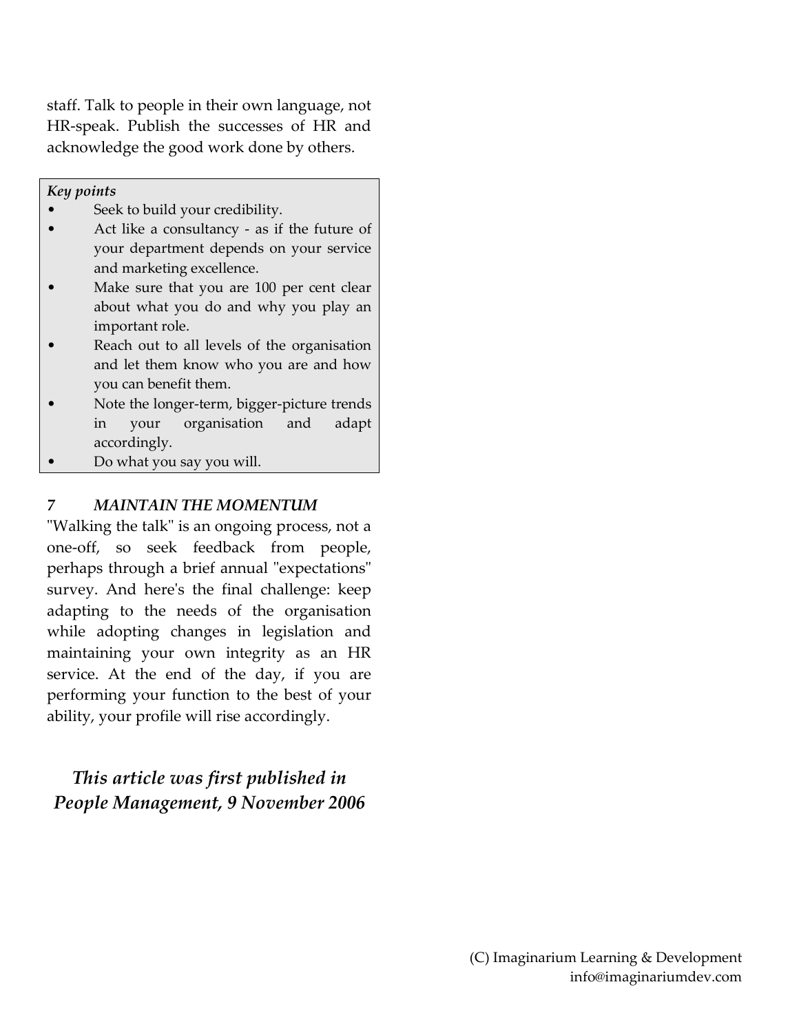staff. Talk to people in their own language, not HR-speak. Publish the successes of HR and acknowledge the good work done by others.

> *Key points*
>
> - Seek to build your credibility.
> - Act like a consultancy - as if the future of your department depends on your service and marketing excellence.
> - Make sure that you are 100 per cent clear about what you do and why you play an important role.
> - Reach out to all levels of the organisation and let them know who you are and how you can benefit them.
> - Note the longer-term, bigger-picture trends in your organisation and adapt accordingly.
> - Do what you say you will.

### *7 MAINTAIN THE MOMENTUM*

"Walking the talk" is an ongoing process, not a one-off, so seek feedback from people, perhaps through a brief annual "expectations" survey. And here's the final challenge: keep adapting to the needs of the organisation while adopting changes in legislation and maintaining your own integrity as an HR service. At the end of the day, if you are performing your function to the best of your ability, your profile will rise accordingly.

***This article was first published in People Management, 9 November 2006***

(C) Imaginarium Learning & Development
info@imaginariumdev.com